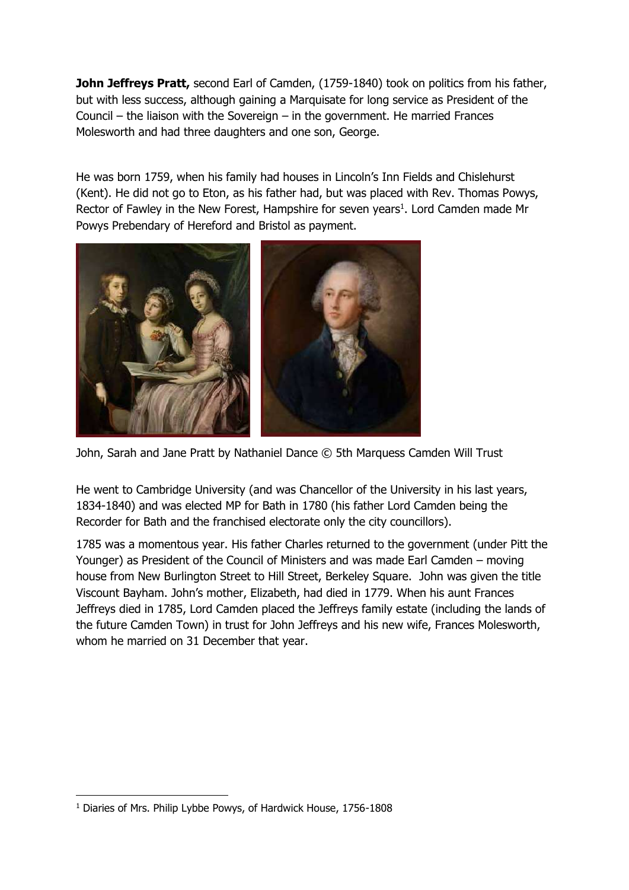**John Jeffreys Pratt,** second Earl of Camden, (1759-1840) took on politics from his father, but with less success, although gaining a Marquisate for long service as President of the Council – the liaison with the Sovereign – in the government. He married Frances Molesworth and had three daughters and one son, George.

He was born 1759, when his family had houses in Lincoln's Inn Fields and Chislehurst (Kent). He did not go to Eton, as his father had, but was placed with Rev. Thomas Powys, Rector of Fawley in the New Forest, Hampshire for seven years[1]. Lord Camden made Mr Powys Prebendary of Hereford and Bristol as payment.

John, Sarah and Jane Pratt by Nathaniel Dance © 5th Marquess Camden Will Trust

He went to Cambridge University (and was Chancellor of the University in his last years, 1834-1840) and was elected MP for Bath in 1780 (his father Lord Camden being the Recorder for Bath and the franchised electorate only the city councillors).

1785 was a momentous year. His father Charles returned to the government (under Pitt the Younger) as President of the Council of Ministers and was made Earl Camden – moving house from New Burlington Street to Hill Street, Berkeley Square. John was given the title Viscount Bayham. John's mother, Elizabeth, had died in 1779. When his aunt Frances Jeffreys died in 1785, Lord Camden placed the Jeffreys family estate (including the lands of the future Camden Town) in trust for John Jeffreys and his new wife, Frances Molesworth, whom he married on 31 December that year.

[1] Diaries of Mrs. Philip Lybbe Powys, of Hardwick House, 1756-1808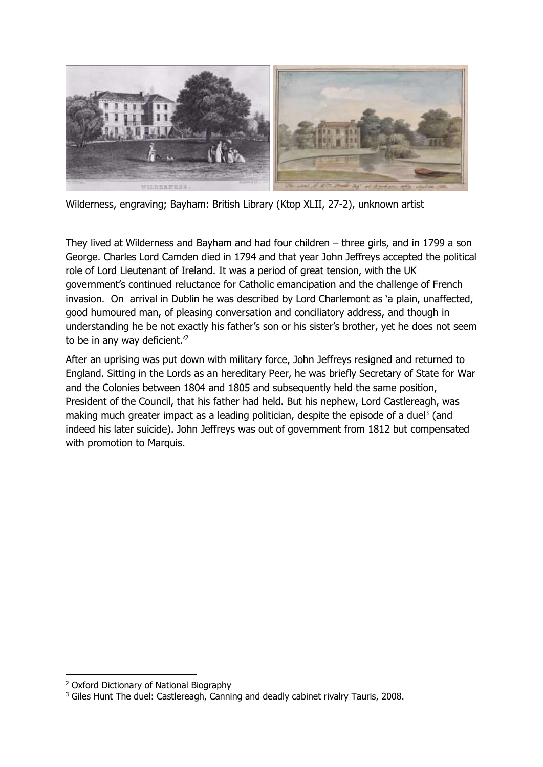Wilderness, engraving; Bayham: British Library (Ktop XLII, 27-2), unknown artist

They lived at Wilderness and Bayham and had four children – three girls, and in 1799 a son George. Charles Lord Camden died in 1794 and that year John Jeffreys accepted the political role of Lord Lieutenant of Ireland. It was a period of great tension, with the UK government's continued reluctance for Catholic emancipation and the challenge of French invasion. On arrival in Dublin he was described by Lord Charlemont as 'a plain, unaffected, good humoured man, of pleasing conversation and conciliatory address, and though in understanding he be not exactly his father's son or his sister's brother, yet he does not seem to be in any way deficient.'[2]

After an uprising was put down with military force, John Jeffreys resigned and returned to England. Sitting in the Lords as an hereditary Peer, he was briefly Secretary of State for War and the Colonies between 1804 and 1805 and subsequently held the same position, President of the Council, that his father had held. But his nephew, Lord Castlereagh, was making much greater impact as a leading politician, despite the episode of a duel[3] (and indeed his later suicide). John Jeffreys was out of government from 1812 but compensated with promotion to Marquis.

---

[2] Oxford Dictionary of National Biography

[3] Giles Hunt The duel: Castlereagh, Canning and deadly cabinet rivalry Tauris, 2008.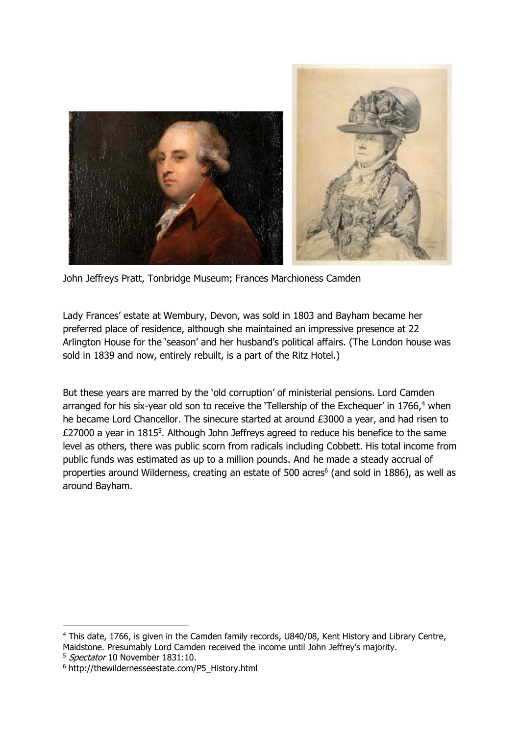John Jeffreys Pratt, Tonbridge Museum; Frances Marchioness Camden

Lady Frances' estate at Wembury, Devon, was sold in 1803 and Bayham became her preferred place of residence, although she maintained an impressive presence at 22 Arlington House for the 'season' and her husband's political affairs. (The London house was sold in 1839 and now, entirely rebuilt, is a part of the Ritz Hotel.)

But these years are marred by the 'old corruption' of ministerial pensions. Lord Camden arranged for his six-year old son to receive the 'Tellership of the Exchequer' in 1766,[4] when he became Lord Chancellor. The sinecure started at around £3000 a year, and had risen to £27000 a year in 1815[5]. Although John Jeffreys agreed to reduce his benefice to the same level as others, there was public scorn from radicals including Cobbett. His total income from public funds was estimated as up to a million pounds. And he made a steady accrual of properties around Wilderness, creating an estate of 500 acres[6] (and sold in 1886), as well as around Bayham.

---

[4] This date, 1766, is given in the Camden family records, U840/08, Kent History and Library Centre, Maidstone. Presumably Lord Camden received the income until John Jeffrey's majority.

[5] *Spectator* 10 November 1831:10.

[6] http://thewildernesseestate.com/P5_History.html